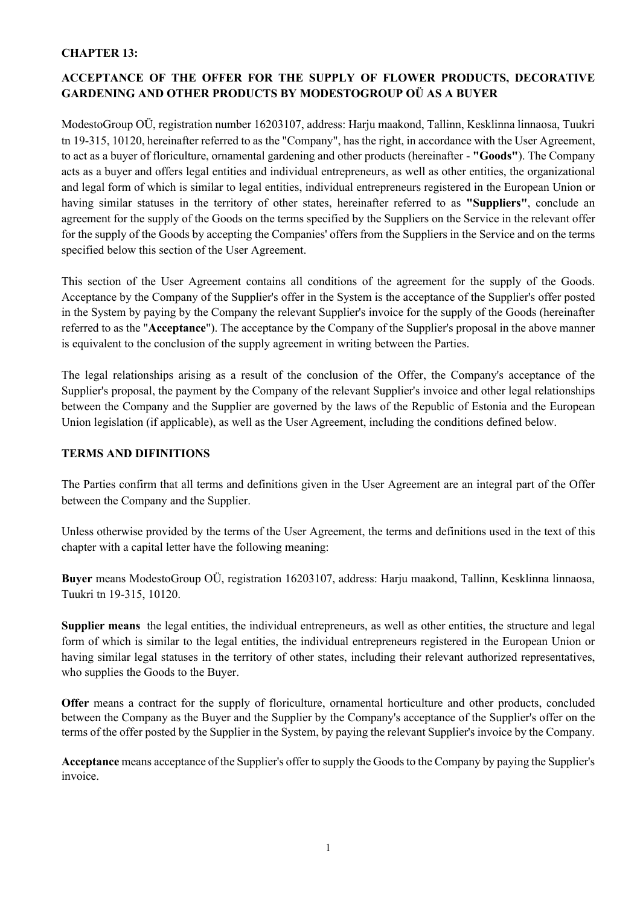**CHAPTER 13:**

**ACCEPTANCE OF THE OFFER FOR THE SUPPLY OF FLOWER PRODUCTS, DECORATIVE GARDENING AND OTHER PRODUCTS BY MODESTOGROUP OÜ AS A BUYER**

ModestoGroup OÜ, registration number 16203107, address: Harju maakond, Tallinn, Kesklinna linnaosa, Tuukri tn 19-315, 10120, hereinafter referred to as the "Company", has the right, in accordance with the User Agreement, to act as a buyer of floriculture, ornamental gardening and other products (hereinafter - **"Goods"**). The Company acts as a buyer and offers legal entities and individual entrepreneurs, as well as other entities, the organizational and legal form of which is similar to legal entities, individual entrepreneurs registered in the European Union or having similar statuses in the territory of other states, hereinafter referred to as **"Suppliers"**, conclude an agreement for the supply of the Goods on the terms specified by the Suppliers on the Service in the relevant offer for the supply of the Goods by accepting the Companies' offers from the Suppliers in the Service and on the terms specified below this section of the User Agreement.

This section of the User Agreement contains all conditions of the agreement for the supply of the Goods. Acceptance by the Company of the Supplier's offer in the System is the acceptance of the Supplier's offer posted in the System by paying by the Company the relevant Supplier's invoice for the supply of the Goods (hereinafter referred to as the "**Acceptance**"). The acceptance by the Company of the Supplier's proposal in the above manner is equivalent to the conclusion of the supply agreement in writing between the Parties.

The legal relationships arising as a result of the conclusion of the Offer, the Company's acceptance of the Supplier's proposal, the payment by the Company of the relevant Supplier's invoice and other legal relationships between the Company and the Supplier are governed by the laws of the Republic of Estonia and the European Union legislation (if applicable), as well as the User Agreement, including the conditions defined below.

**TERMS AND DIFINITIONS**

The Parties confirm that all terms and definitions given in the User Agreement are an integral part of the Offer between the Company and the Supplier.

Unless otherwise provided by the terms of the User Agreement, the terms and definitions used in the text of this chapter with a capital letter have the following meaning:

**Buyer** means ModestoGroup OÜ, registration 16203107, address: Harju maakond, Tallinn, Kesklinna linnaosa, Tuukri tn 19-315, 10120.

**Supplier means** the legal entities, the individual entrepreneurs, as well as other entities, the structure and legal form of which is similar to the legal entities, the individual entrepreneurs registered in the European Union or having similar legal statuses in the territory of other states, including their relevant authorized representatives, who supplies the Goods to the Buyer.

**Offer** means a contract for the supply of floriculture, ornamental horticulture and other products, concluded between the Company as the Buyer and the Supplier by the Company's acceptance of the Supplier's offer on the terms of the offer posted by the Supplier in the System, by paying the relevant Supplier's invoice by the Company.

**Acceptance** means acceptance of the Supplier's offer to supply the Goods to the Company by paying the Supplier's invoice.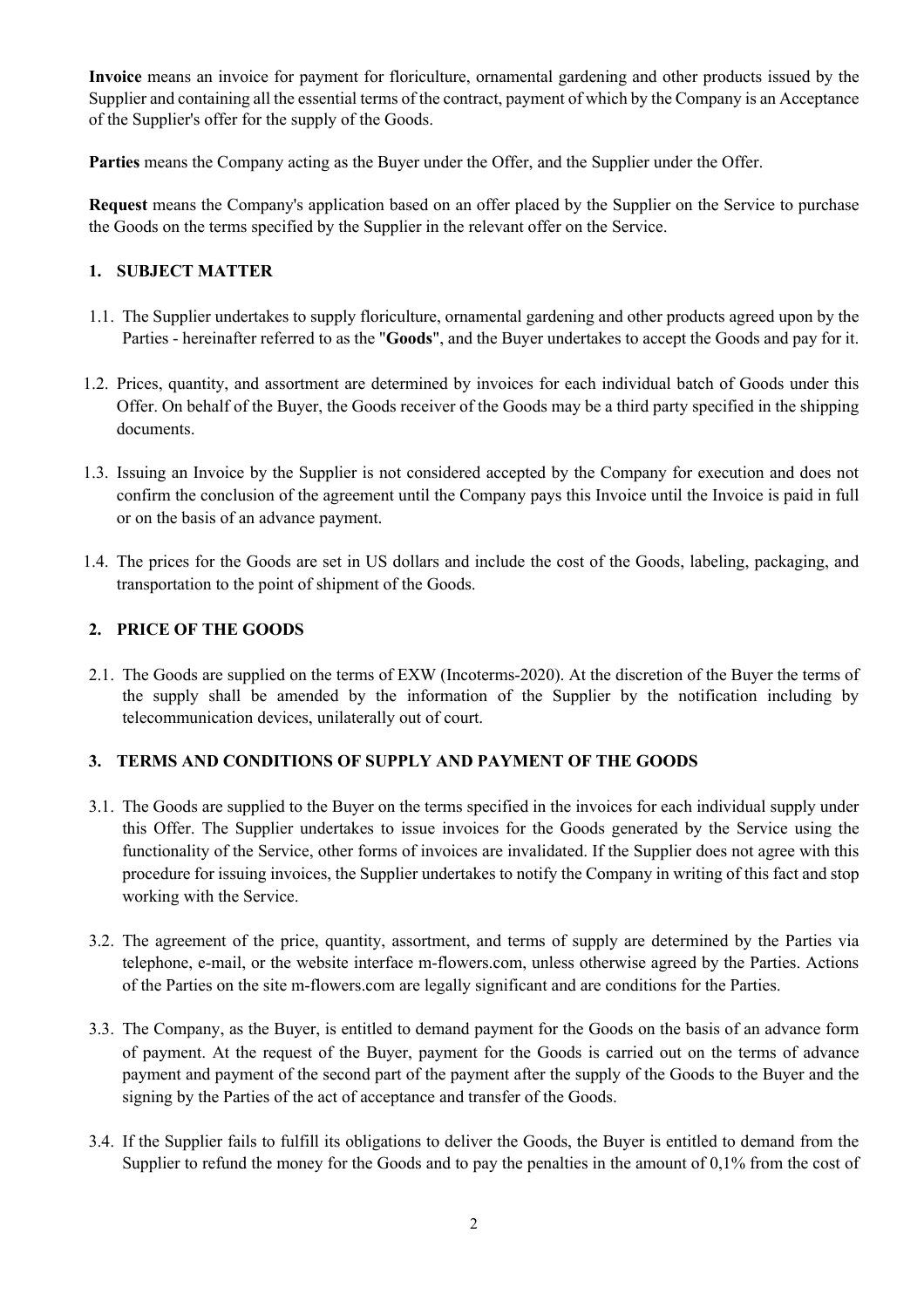**Invoice** means an invoice for payment for floriculture, ornamental gardening and other products issued by the Supplier and containing all the essential terms of the contract, payment of which by the Company is an Acceptance of the Supplier's offer for the supply of the Goods.

**Parties** means the Company acting as the Buyer under the Offer, and the Supplier under the Offer.

**Request** means the Company's application based on an offer placed by the Supplier on the Service to purchase the Goods on the terms specified by the Supplier in the relevant offer on the Service.

## 1. SUBJECT MATTER

1.1. The Supplier undertakes to supply floriculture, ornamental gardening and other products agreed upon by the Parties - hereinafter referred to as the "**Goods**", and the Buyer undertakes to accept the Goods and pay for it.

1.2. Prices, quantity, and assortment are determined by invoices for each individual batch of Goods under this Offer. On behalf of the Buyer, the Goods receiver of the Goods may be a third party specified in the shipping documents.

1.3. Issuing an Invoice by the Supplier is not considered accepted by the Company for execution and does not confirm the conclusion of the agreement until the Company pays this Invoice until the Invoice is paid in full or on the basis of an advance payment.

1.4. The prices for the Goods are set in US dollars and include the cost of the Goods, labeling, packaging, and transportation to the point of shipment of the Goods.

## 2. PRICE OF THE GOODS

2.1. The Goods are supplied on the terms of EXW (Incoterms-2020). At the discretion of the Buyer the terms of the supply shall be amended by the information of the Supplier by the notification including by telecommunication devices, unilaterally out of court.

## 3. TERMS AND CONDITIONS OF SUPPLY AND PAYMENT OF THE GOODS

3.1. The Goods are supplied to the Buyer on the terms specified in the invoices for each individual supply under this Offer. The Supplier undertakes to issue invoices for the Goods generated by the Service using the functionality of the Service, other forms of invoices are invalidated. If the Supplier does not agree with this procedure for issuing invoices, the Supplier undertakes to notify the Company in writing of this fact and stop working with the Service.

3.2. The agreement of the price, quantity, assortment, and terms of supply are determined by the Parties via telephone, e-mail, or the website interface m-flowers.com, unless otherwise agreed by the Parties. Actions of the Parties on the site m-flowers.com are legally significant and are conditions for the Parties.

3.3. The Company, as the Buyer, is entitled to demand payment for the Goods on the basis of an advance form of payment. At the request of the Buyer, payment for the Goods is carried out on the terms of advance payment and payment of the second part of the payment after the supply of the Goods to the Buyer and the signing by the Parties of the act of acceptance and transfer of the Goods.

3.4. If the Supplier fails to fulfill its obligations to deliver the Goods, the Buyer is entitled to demand from the Supplier to refund the money for the Goods and to pay the penalties in the amount of 0,1% from the cost of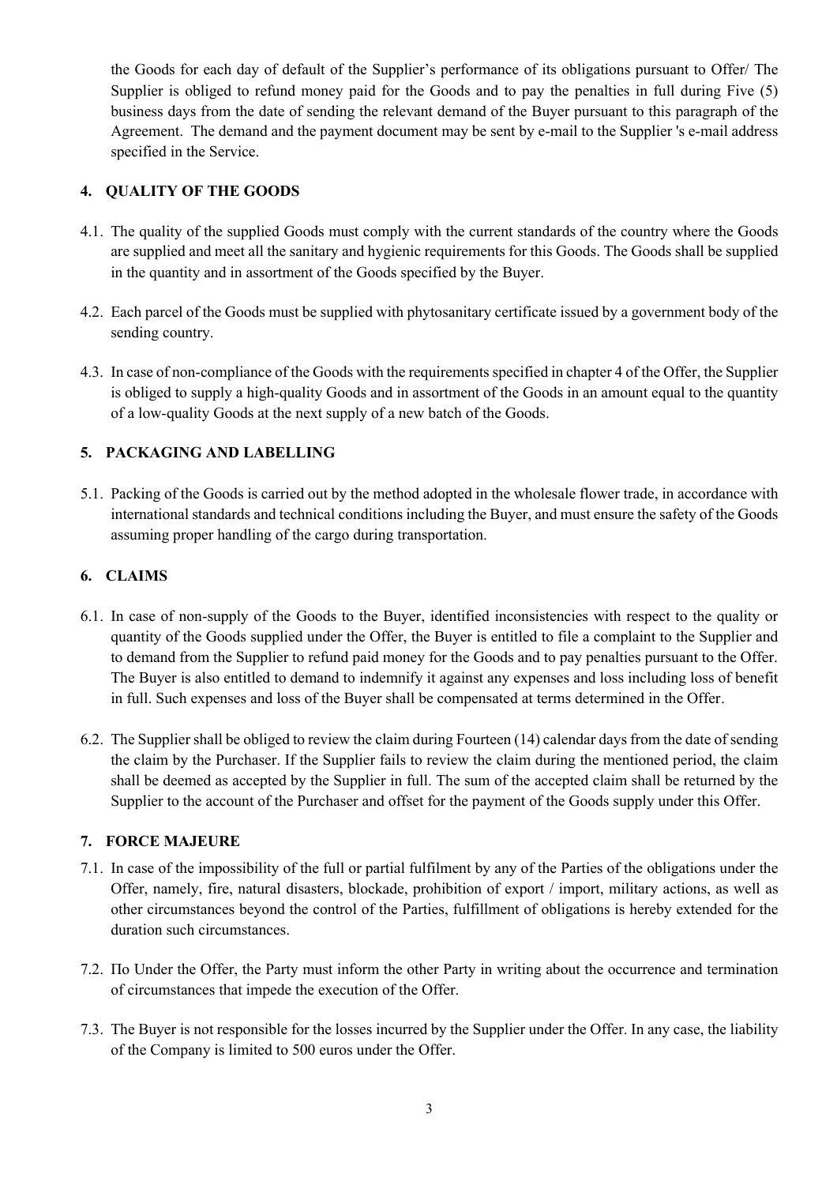the Goods for each day of default of the Supplier's performance of its obligations pursuant to Offer/ The Supplier is obliged to refund money paid for the Goods and to pay the penalties in full during Five (5) business days from the date of sending the relevant demand of the Buyer pursuant to this paragraph of the Agreement. The demand and the payment document may be sent by e-mail to the Supplier 's e-mail address specified in the Service.

## 4. QUALITY OF THE GOODS

4.1. The quality of the supplied Goods must comply with the current standards of the country where the Goods are supplied and meet all the sanitary and hygienic requirements for this Goods. The Goods shall be supplied in the quantity and in assortment of the Goods specified by the Buyer.

4.2. Each parcel of the Goods must be supplied with phytosanitary certificate issued by a government body of the sending country.

4.3. In case of non-compliance of the Goods with the requirements specified in chapter 4 of the Offer, the Supplier is obliged to supply a high-quality Goods and in assortment of the Goods in an amount equal to the quantity of a low-quality Goods at the next supply of a new batch of the Goods.

## 5. PACKAGING AND LABELLING

5.1. Packing of the Goods is carried out by the method adopted in the wholesale flower trade, in accordance with international standards and technical conditions including the Buyer, and must ensure the safety of the Goods assuming proper handling of the cargo during transportation.

## 6. CLAIMS

6.1. In case of non-supply of the Goods to the Buyer, identified inconsistencies with respect to the quality or quantity of the Goods supplied under the Offer, the Buyer is entitled to file a complaint to the Supplier and to demand from the Supplier to refund paid money for the Goods and to pay penalties pursuant to the Offer. The Buyer is also entitled to demand to indemnify it against any expenses and loss including loss of benefit in full. Such expenses and loss of the Buyer shall be compensated at terms determined in the Offer.

6.2. The Supplier shall be obliged to review the claim during Fourteen (14) calendar days from the date of sending the claim by the Purchaser. If the Supplier fails to review the claim during the mentioned period, the claim shall be deemed as accepted by the Supplier in full. The sum of the accepted claim shall be returned by the Supplier to the account of the Purchaser and offset for the payment of the Goods supply under this Offer.

## 7. FORCE MAJEURE

7.1. In case of the impossibility of the full or partial fulfilment by any of the Parties of the obligations under the Offer, namely, fire, natural disasters, blockade, prohibition of export / import, military actions, as well as other circumstances beyond the control of the Parties, fulfillment of obligations is hereby extended for the duration such circumstances.

7.2. По Under the Offer, the Party must inform the other Party in writing about the occurrence and termination of circumstances that impede the execution of the Offer.

7.3. The Buyer is not responsible for the losses incurred by the Supplier under the Offer. In any case, the liability of the Company is limited to 500 euros under the Offer.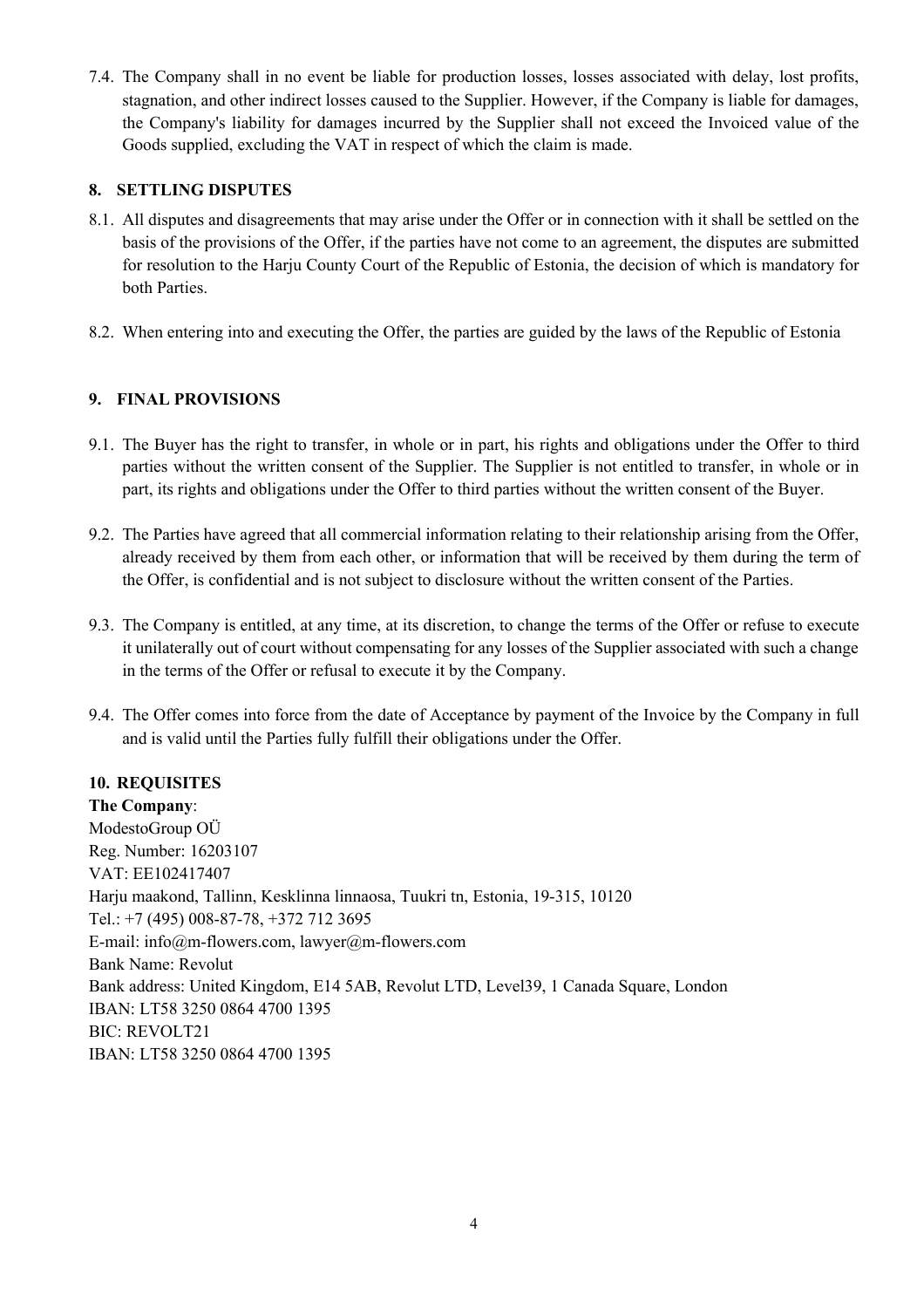7.4. The Company shall in no event be liable for production losses, losses associated with delay, lost profits, stagnation, and other indirect losses caused to the Supplier. However, if the Company is liable for damages, the Company's liability for damages incurred by the Supplier shall not exceed the Invoiced value of the Goods supplied, excluding the VAT in respect of which the claim is made.

## 8. SETTLING DISPUTES

8.1. All disputes and disagreements that may arise under the Offer or in connection with it shall be settled on the basis of the provisions of the Offer, if the parties have not come to an agreement, the disputes are submitted for resolution to the Harju County Court of the Republic of Estonia, the decision of which is mandatory for both Parties.

8.2. When entering into and executing the Offer, the parties are guided by the laws of the Republic of Estonia

## 9. FINAL PROVISIONS

9.1. The Buyer has the right to transfer, in whole or in part, his rights and obligations under the Offer to third parties without the written consent of the Supplier. The Supplier is not entitled to transfer, in whole or in part, its rights and obligations under the Offer to third parties without the written consent of the Buyer.

9.2. The Parties have agreed that all commercial information relating to their relationship arising from the Offer, already received by them from each other, or information that will be received by them during the term of the Offer, is confidential and is not subject to disclosure without the written consent of the Parties.

9.3. The Company is entitled, at any time, at its discretion, to change the terms of the Offer or refuse to execute it unilaterally out of court without compensating for any losses of the Supplier associated with such a change in the terms of the Offer or refusal to execute it by the Company.

9.4. The Offer comes into force from the date of Acceptance by payment of the Invoice by the Company in full and is valid until the Parties fully fulfill their obligations under the Offer.

## 10. REQUISITES

**The Company**:
ModestoGroup OÜ
Reg. Number: 16203107
VAT: EE102417407
Harju maakond, Tallinn, Kesklinna linnaosa, Tuukri tn, Estonia, 19-315, 10120
Tel.: +7 (495) 008-87-78, +372 712 3695
E-mail: info@m-flowers.com, lawyer@m-flowers.com
Bank Name: Revolut
Bank address: United Kingdom, E14 5AB, Revolut LTD, Level39, 1 Canada Square, London
IBAN: LT58 3250 0864 4700 1395
BIC: REVOLT21
IBAN: LT58 3250 0864 4700 1395